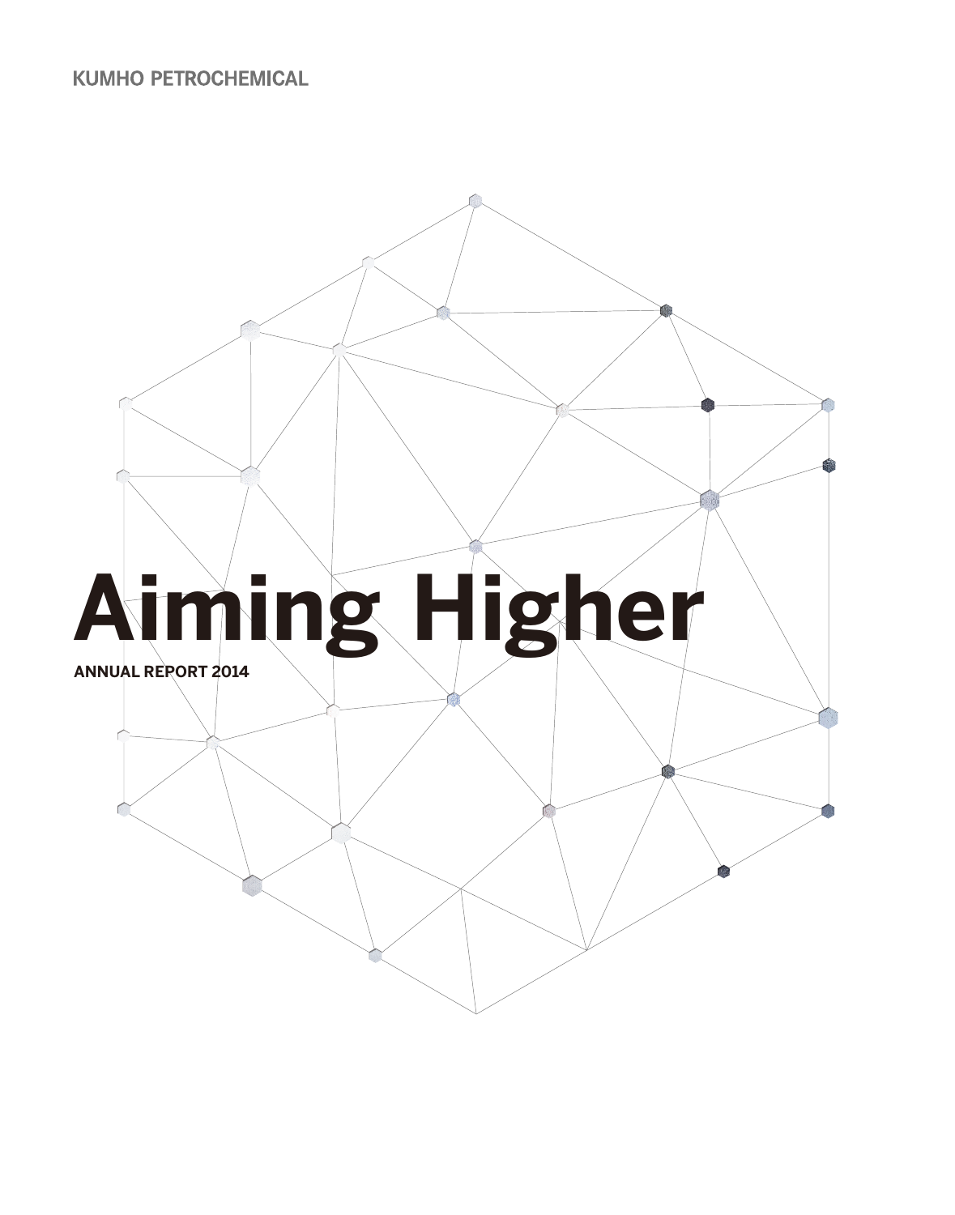KUMHO PETROCHEMICAL

# Aiming Higher

**ANNUAL REPORT 2014**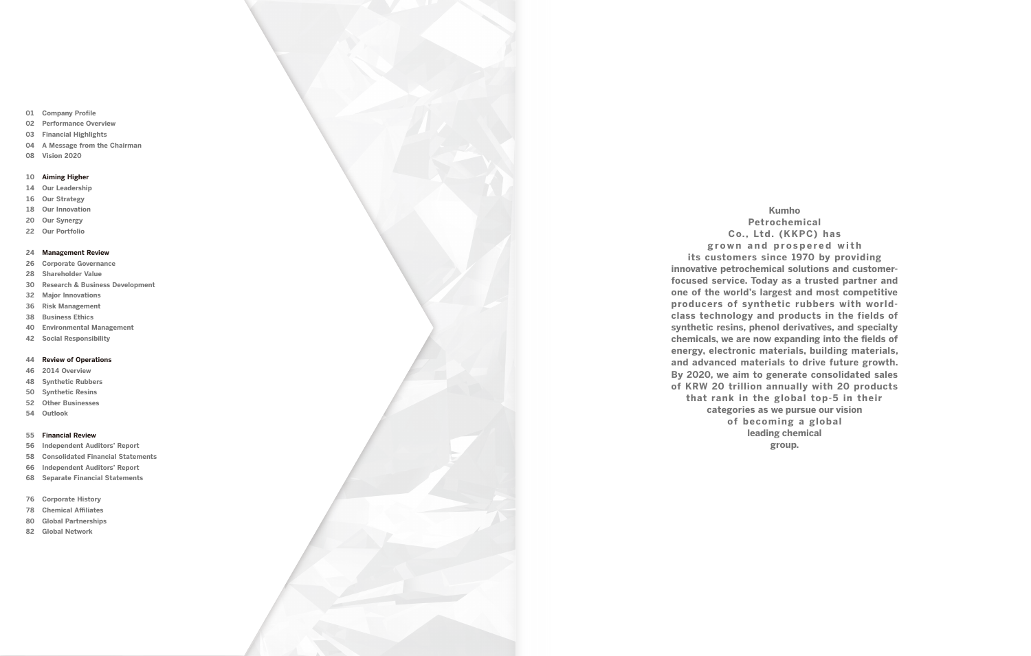01 Company Profile
02 Performance Overview
03 Financial Highlights
04 A Message from the Chairman
08 Vision 2020

**10 Aiming Higher**
14 Our Leadership
16 Our Strategy
18 Our Innovation
20 Our Synergy
22 Our Portfolio

**24 Management Review**
26 Corporate Governance
28 Shareholder Value
30 Research & Business Development
32 Major Innovations
36 Risk Management
38 Business Ethics
40 Environmental Management
42 Social Responsibility

**44 Review of Operations**
46 2014 Overview
48 Synthetic Rubbers
50 Synthetic Resins
52 Other Businesses
54 Outlook

**55 Financial Review**
56 Independent Auditors' Report
58 Consolidated Financial Statements
66 Independent Auditors' Report
68 Separate Financial Statements

76 Corporate History
78 Chemical Affiliates
80 Global Partnerships
82 Global Network

**Kumho Petrochemical Co., Ltd. (KKPC) has grown and prospered with its customers since 1970 by providing innovative petrochemical solutions and customer-focused service. Today as a trusted partner and one of the world's largest and most competitive producers of synthetic rubbers with world-class technology and products in the fields of synthetic resins, phenol derivatives, and specialty chemicals, we are now expanding into the fields of energy, electronic materials, building materials, and advanced materials to drive future growth. By 2020, we aim to generate consolidated sales of KRW 20 trillion annually with 20 products that rank in the global top-5 in their categories as we pursue our vision of becoming a global leading chemical group.**